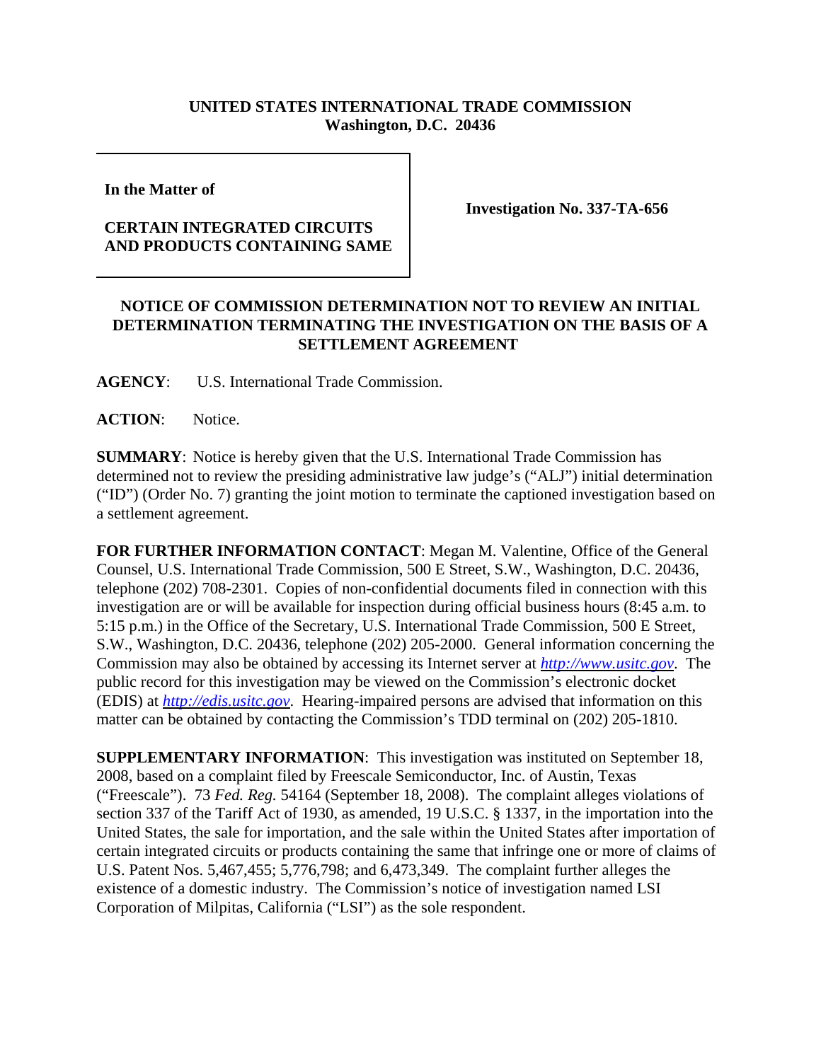**UNITED STATES INTERNATIONAL TRADE COMMISSION**
**Washington, D.C. 20436**

| | |
|---|---|
| **In the Matter of**<br><br>**CERTAIN INTEGRATED CIRCUITS AND PRODUCTS CONTAINING SAME** | **Investigation No. 337-TA-656** |

**NOTICE OF COMMISSION DETERMINATION NOT TO REVIEW AN INITIAL DETERMINATION TERMINATING THE INVESTIGATION ON THE BASIS OF A SETTLEMENT AGREEMENT**

**AGENCY**: U.S. International Trade Commission.

**ACTION**: Notice.

**SUMMARY**: Notice is hereby given that the U.S. International Trade Commission has determined not to review the presiding administrative law judge's ("ALJ") initial determination ("ID") (Order No. 7) granting the joint motion to terminate the captioned investigation based on a settlement agreement.

**FOR FURTHER INFORMATION CONTACT**: Megan M. Valentine, Office of the General Counsel, U.S. International Trade Commission, 500 E Street, S.W., Washington, D.C. 20436, telephone (202) 708-2301. Copies of non-confidential documents filed in connection with this investigation are or will be available for inspection during official business hours (8:45 a.m. to 5:15 p.m.) in the Office of the Secretary, U.S. International Trade Commission, 500 E Street, S.W., Washington, D.C. 20436, telephone (202) 205-2000. General information concerning the Commission may also be obtained by accessing its Internet server at *http://www.usitc.gov*. The public record for this investigation may be viewed on the Commission's electronic docket (EDIS) at *http://edis.usitc.gov*. Hearing-impaired persons are advised that information on this matter can be obtained by contacting the Commission's TDD terminal on (202) 205-1810.

**SUPPLEMENTARY INFORMATION**: This investigation was instituted on September 18, 2008, based on a complaint filed by Freescale Semiconductor, Inc. of Austin, Texas ("Freescale"). 73 *Fed. Reg.* 54164 (September 18, 2008). The complaint alleges violations of section 337 of the Tariff Act of 1930, as amended, 19 U.S.C. § 1337, in the importation into the United States, the sale for importation, and the sale within the United States after importation of certain integrated circuits or products containing the same that infringe one or more of claims of U.S. Patent Nos. 5,467,455; 5,776,798; and 6,473,349. The complaint further alleges the existence of a domestic industry. The Commission's notice of investigation named LSI Corporation of Milpitas, California ("LSI") as the sole respondent.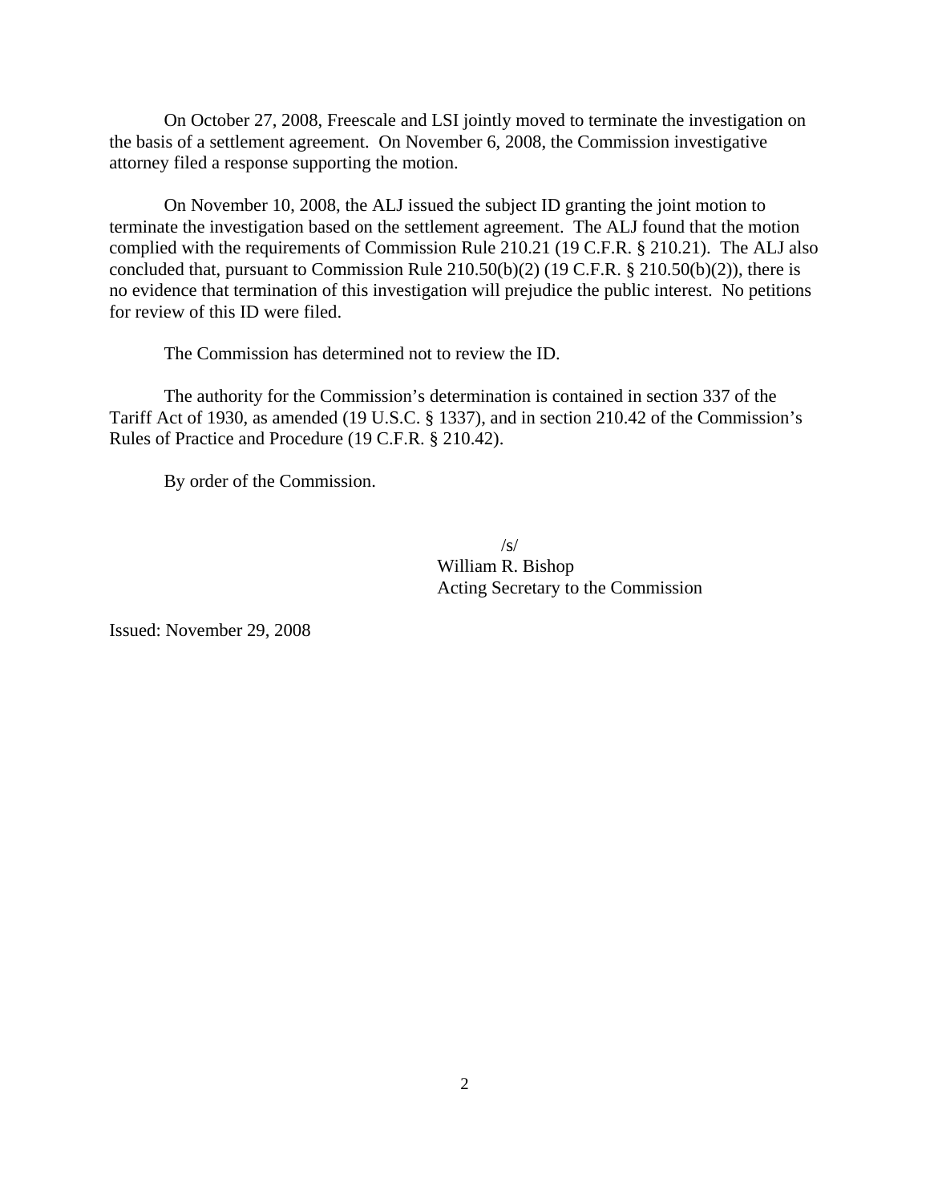On October 27, 2008, Freescale and LSI jointly moved to terminate the investigation on the basis of a settlement agreement. On November 6, 2008, the Commission investigative attorney filed a response supporting the motion.

On November 10, 2008, the ALJ issued the subject ID granting the joint motion to terminate the investigation based on the settlement agreement. The ALJ found that the motion complied with the requirements of Commission Rule 210.21 (19 C.F.R. § 210.21). The ALJ also concluded that, pursuant to Commission Rule 210.50(b)(2) (19 C.F.R. § 210.50(b)(2)), there is no evidence that termination of this investigation will prejudice the public interest. No petitions for review of this ID were filed.

The Commission has determined not to review the ID.

The authority for the Commission's determination is contained in section 337 of the Tariff Act of 1930, as amended (19 U.S.C. § 1337), and in section 210.42 of the Commission's Rules of Practice and Procedure (19 C.F.R. § 210.42).

By order of the Commission.

/s/
William R. Bishop
Acting Secretary to the Commission

Issued: November 29, 2008